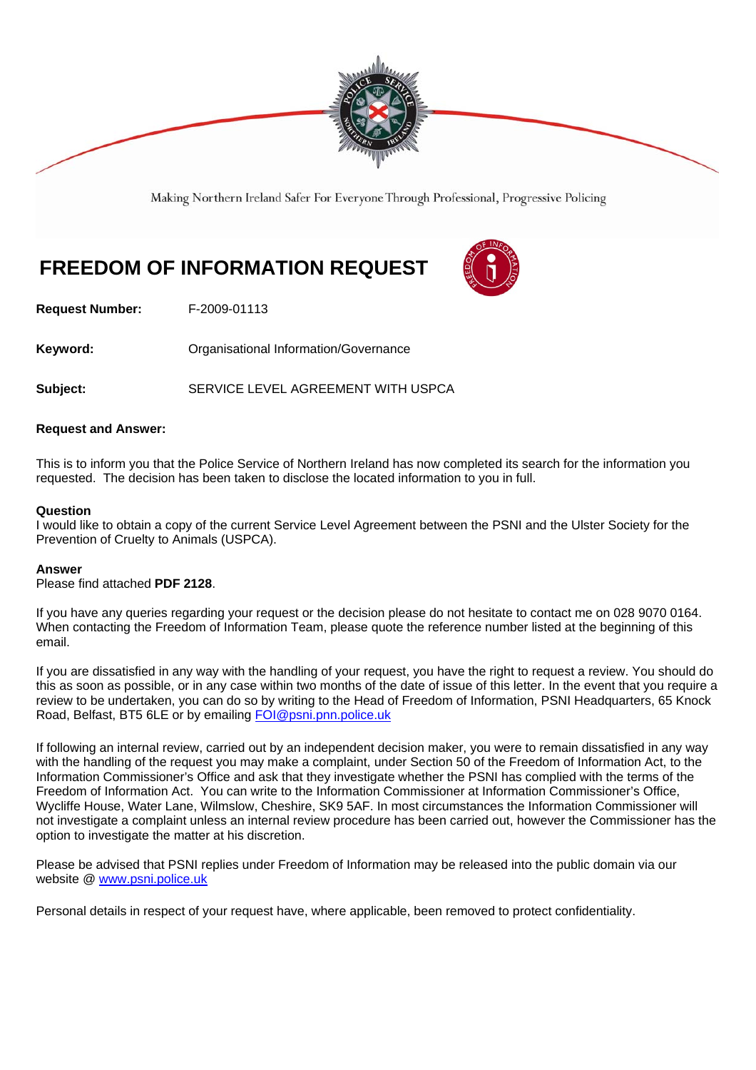Making Northern Ireland Safer For Everyone Through Professional, Progressive Policing

# FREEDOM OF INFORMATION REQUEST

**Request Number:** F-2009-01113

**Keyword:** Organisational Information/Governance

**Subject:** SERVICE LEVEL AGREEMENT WITH USPCA

**Request and Answer:**

This is to inform you that the Police Service of Northern Ireland has now completed its search for the information you requested. The decision has been taken to disclose the located information to you in full.

**Question**
I would like to obtain a copy of the current Service Level Agreement between the PSNI and the Ulster Society for the Prevention of Cruelty to Animals (USPCA).

**Answer**
Please find attached **PDF 2128**.

If you have any queries regarding your request or the decision please do not hesitate to contact me on 028 9070 0164. When contacting the Freedom of Information Team, please quote the reference number listed at the beginning of this email.

If you are dissatisfied in any way with the handling of your request, you have the right to request a review. You should do this as soon as possible, or in any case within two months of the date of issue of this letter. In the event that you require a review to be undertaken, you can do so by writing to the Head of Freedom of Information, PSNI Headquarters, 65 Knock Road, Belfast, BT5 6LE or by emailing FOI@psni.pnn.police.uk

If following an internal review, carried out by an independent decision maker, you were to remain dissatisfied in any way with the handling of the request you may make a complaint, under Section 50 of the Freedom of Information Act, to the Information Commissioner's Office and ask that they investigate whether the PSNI has complied with the terms of the Freedom of Information Act. You can write to the Information Commissioner at Information Commissioner's Office, Wycliffe House, Water Lane, Wilmslow, Cheshire, SK9 5AF. In most circumstances the Information Commissioner will not investigate a complaint unless an internal review procedure has been carried out, however the Commissioner has the option to investigate the matter at his discretion.

Please be advised that PSNI replies under Freedom of Information may be released into the public domain via our website @ www.psni.police.uk

Personal details in respect of your request have, where applicable, been removed to protect confidentiality.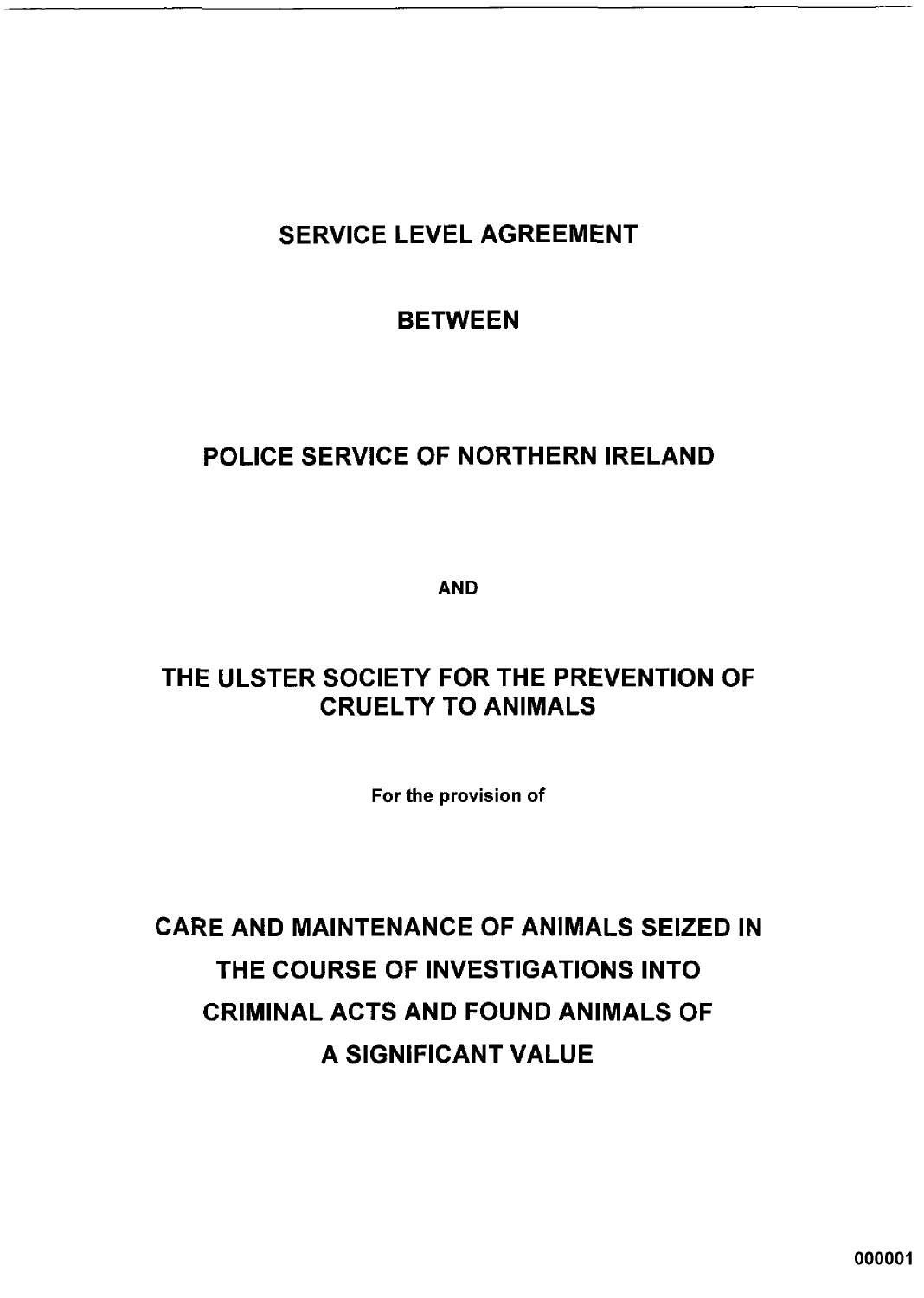# SERVICE LEVEL AGREEMENT

## BETWEEN

## POLICE SERVICE OF NORTHERN IRELAND

**AND**

## THE ULSTER SOCIETY FOR THE PREVENTION OF CRUELTY TO ANIMALS

**For the provision of**

# CARE AND MAINTENANCE OF ANIMALS SEIZED IN THE COURSE OF INVESTIGATIONS INTO CRIMINAL ACTS AND FOUND ANIMALS OF A SIGNIFICANT VALUE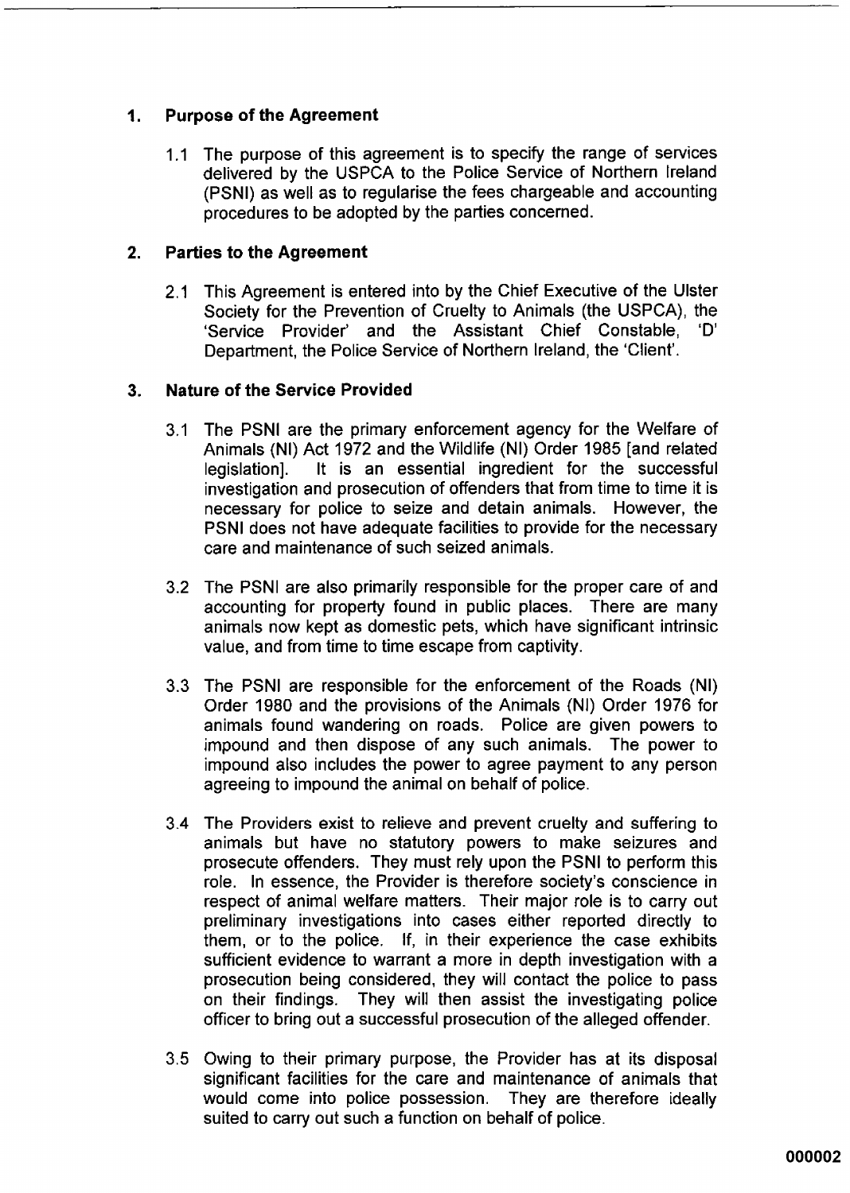## 1. Purpose of the Agreement

1.1 The purpose of this agreement is to specify the range of services delivered by the USPCA to the Police Service of Northern Ireland (PSNI) as well as to regularise the fees chargeable and accounting procedures to be adopted by the parties concerned.

## 2. Parties to the Agreement

2.1 This Agreement is entered into by the Chief Executive of the Ulster Society for the Prevention of Cruelty to Animals (the USPCA), the 'Service Provider' and the Assistant Chief Constable, 'D' Department, the Police Service of Northern Ireland, the 'Client'.

## 3. Nature of the Service Provided

3.1 The PSNI are the primary enforcement agency for the Welfare of Animals (NI) Act 1972 and the Wildlife (NI) Order 1985 [and related legislation]. It is an essential ingredient for the successful investigation and prosecution of offenders that from time to time it is necessary for police to seize and detain animals. However, the PSNI does not have adequate facilities to provide for the necessary care and maintenance of such seized animals.

3.2 The PSNI are also primarily responsible for the proper care of and accounting for property found in public places. There are many animals now kept as domestic pets, which have significant intrinsic value, and from time to time escape from captivity.

3.3 The PSNI are responsible for the enforcement of the Roads (NI) Order 1980 and the provisions of the Animals (NI) Order 1976 for animals found wandering on roads. Police are given powers to impound and then dispose of any such animals. The power to impound also includes the power to agree payment to any person agreeing to impound the animal on behalf of police.

3.4 The Providers exist to relieve and prevent cruelty and suffering to animals but have no statutory powers to make seizures and prosecute offenders. They must rely upon the PSNI to perform this role. In essence, the Provider is therefore society's conscience in respect of animal welfare matters. Their major role is to carry out preliminary investigations into cases either reported directly to them, or to the police. If, in their experience the case exhibits sufficient evidence to warrant a more in depth investigation with a prosecution being considered, they will contact the police to pass on their findings. They will then assist the investigating police officer to bring out a successful prosecution of the alleged offender.

3.5 Owing to their primary purpose, the Provider has at its disposal significant facilities for the care and maintenance of animals that would come into police possession. They are therefore ideally suited to carry out such a function on behalf of police.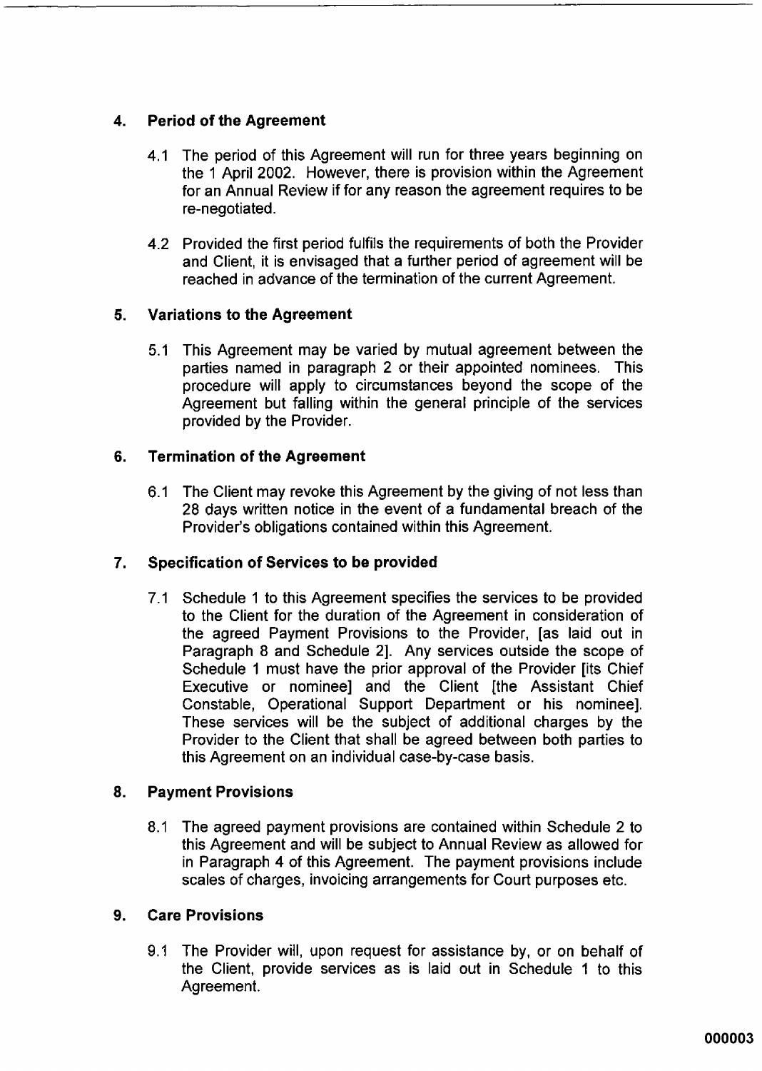## 4. Period of the Agreement

4.1 The period of this Agreement will run for three years beginning on the 1 April 2002. However, there is provision within the Agreement for an Annual Review if for any reason the agreement requires to be re-negotiated.

4.2 Provided the first period fulfils the requirements of both the Provider and Client, it is envisaged that a further period of agreement will be reached in advance of the termination of the current Agreement.

## 5. Variations to the Agreement

5.1 This Agreement may be varied by mutual agreement between the parties named in paragraph 2 or their appointed nominees. This procedure will apply to circumstances beyond the scope of the Agreement but falling within the general principle of the services provided by the Provider.

## 6. Termination of the Agreement

6.1 The Client may revoke this Agreement by the giving of not less than 28 days written notice in the event of a fundamental breach of the Provider's obligations contained within this Agreement.

## 7. Specification of Services to be provided

7.1 Schedule 1 to this Agreement specifies the services to be provided to the Client for the duration of the Agreement in consideration of the agreed Payment Provisions to the Provider, [as laid out in Paragraph 8 and Schedule 2]. Any services outside the scope of Schedule 1 must have the prior approval of the Provider [its Chief Executive or nominee] and the Client [the Assistant Chief Constable, Operational Support Department or his nominee]. These services will be the subject of additional charges by the Provider to the Client that shall be agreed between both parties to this Agreement on an individual case-by-case basis.

## 8. Payment Provisions

8.1 The agreed payment provisions are contained within Schedule 2 to this Agreement and will be subject to Annual Review as allowed for in Paragraph 4 of this Agreement. The payment provisions include scales of charges, invoicing arrangements for Court purposes etc.

## 9. Care Provisions

9.1 The Provider will, upon request for assistance by, or on behalf of the Client, provide services as is laid out in Schedule 1 to this Agreement.

000003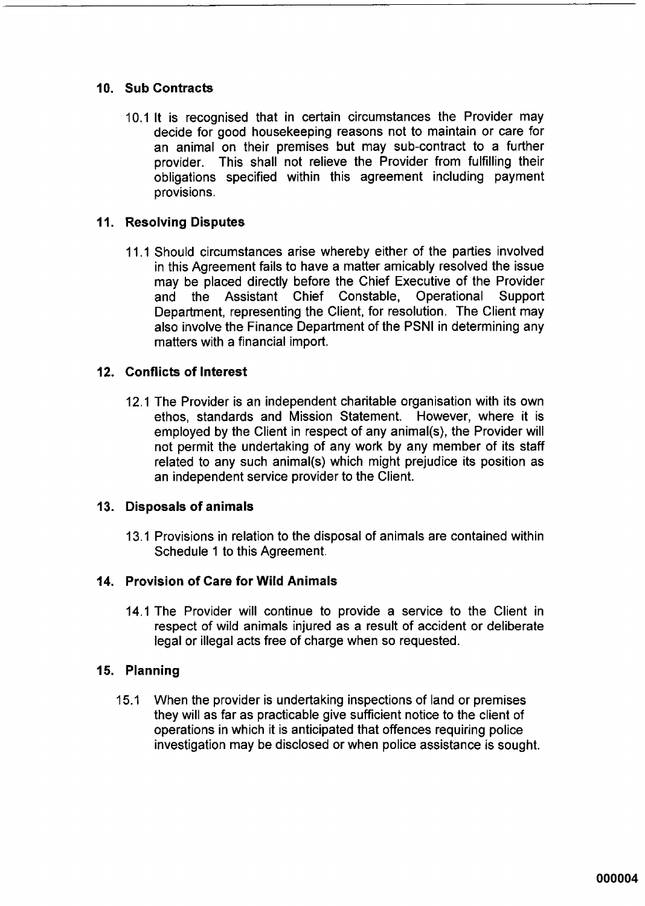## 10. Sub Contracts

10.1 It is recognised that in certain circumstances the Provider may decide for good housekeeping reasons not to maintain or care for an animal on their premises but may sub-contract to a further provider. This shall not relieve the Provider from fulfilling their obligations specified within this agreement including payment provisions.

## 11. Resolving Disputes

11.1 Should circumstances arise whereby either of the parties involved in this Agreement fails to have a matter amicably resolved the issue may be placed directly before the Chief Executive of the Provider and the Assistant Chief Constable, Operational Support Department, representing the Client, for resolution. The Client may also involve the Finance Department of the PSNI in determining any matters with a financial import.

## 12. Conflicts of Interest

12.1 The Provider is an independent charitable organisation with its own ethos, standards and Mission Statement. However, where it is employed by the Client in respect of any animal(s), the Provider will not permit the undertaking of any work by any member of its staff related to any such animal(s) which might prejudice its position as an independent service provider to the Client.

## 13. Disposals of animals

13.1 Provisions in relation to the disposal of animals are contained within Schedule 1 to this Agreement.

## 14. Provision of Care for Wild Animals

14.1 The Provider will continue to provide a service to the Client in respect of wild animals injured as a result of accident or deliberate legal or illegal acts free of charge when so requested.

## 15. Planning

15.1 When the provider is undertaking inspections of land or premises they will as far as practicable give sufficient notice to the client of operations in which it is anticipated that offences requiring police investigation may be disclosed or when police assistance is sought.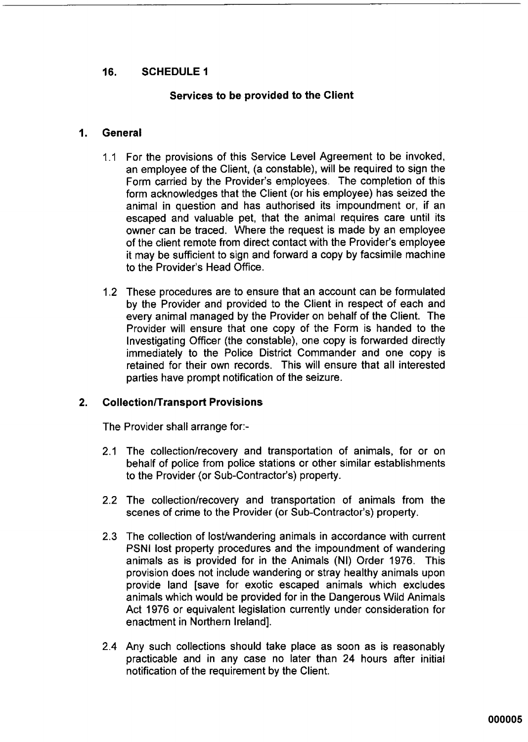## 16. SCHEDULE 1

### Services to be provided to the Client

### 1. General

1.1 For the provisions of this Service Level Agreement to be invoked, an employee of the Client, (a constable), will be required to sign the Form carried by the Provider's employees. The completion of this form acknowledges that the Client (or his employee) has seized the animal in question and has authorised its impoundment or, if an escaped and valuable pet, that the animal requires care until its owner can be traced. Where the request is made by an employee of the client remote from direct contact with the Provider's employee it may be sufficient to sign and forward a copy by facsimile machine to the Provider's Head Office.

1.2 These procedures are to ensure that an account can be formulated by the Provider and provided to the Client in respect of each and every animal managed by the Provider on behalf of the Client. The Provider will ensure that one copy of the Form is handed to the Investigating Officer (the constable), one copy is forwarded directly immediately to the Police District Commander and one copy is retained for their own records. This will ensure that all interested parties have prompt notification of the seizure.

### 2. Collection/Transport Provisions

The Provider shall arrange for:-

2.1 The collection/recovery and transportation of animals, for or on behalf of police from police stations or other similar establishments to the Provider (or Sub-Contractor's) property.

2.2 The collection/recovery and transportation of animals from the scenes of crime to the Provider (or Sub-Contractor's) property.

2.3 The collection of lost/wandering animals in accordance with current PSNI lost property procedures and the impoundment of wandering animals as is provided for in the Animals (NI) Order 1976. This provision does not include wandering or stray healthy animals upon provide land [save for exotic escaped animals which excludes animals which would be provided for in the Dangerous Wild Animals Act 1976 or equivalent legislation currently under consideration for enactment in Northern Ireland].

2.4 Any such collections should take place as soon as is reasonably practicable and in any case no later than 24 hours after initial notification of the requirement by the Client.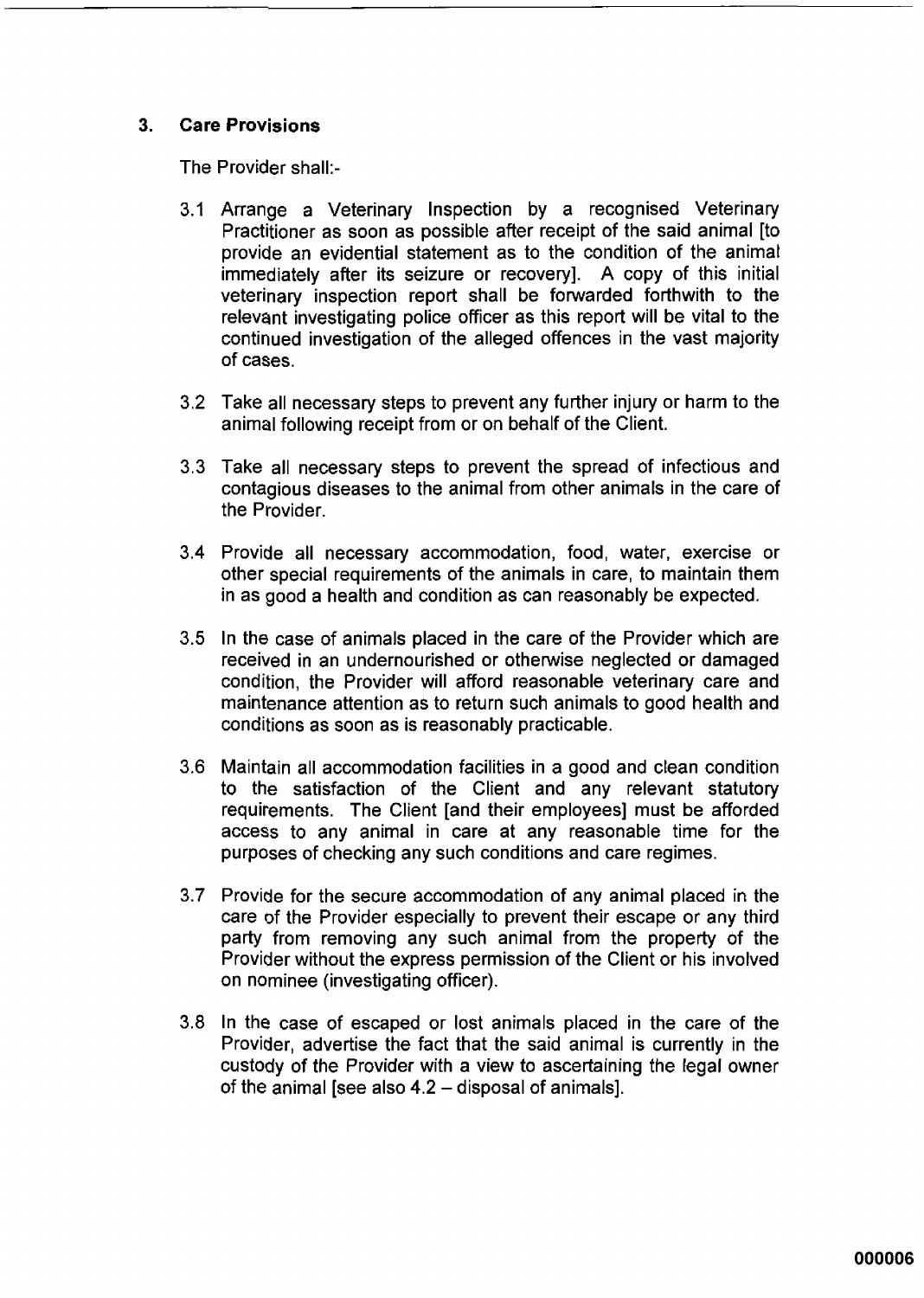## 3. Care Provisions

The Provider shall:-

3.1 Arrange a Veterinary Inspection by a recognised Veterinary Practitioner as soon as possible after receipt of the said animal [to provide an evidential statement as to the condition of the animal immediately after its seizure or recovery]. A copy of this initial veterinary inspection report shall be forwarded forthwith to the relevant investigating police officer as this report will be vital to the continued investigation of the alleged offences in the vast majority of cases.

3.2 Take all necessary steps to prevent any further injury or harm to the animal following receipt from or on behalf of the Client.

3.3 Take all necessary steps to prevent the spread of infectious and contagious diseases to the animal from other animals in the care of the Provider.

3.4 Provide all necessary accommodation, food, water, exercise or other special requirements of the animals in care, to maintain them in as good a health and condition as can reasonably be expected.

3.5 In the case of animals placed in the care of the Provider which are received in an undernourished or otherwise neglected or damaged condition, the Provider will afford reasonable veterinary care and maintenance attention as to return such animals to good health and conditions as soon as is reasonably practicable.

3.6 Maintain all accommodation facilities in a good and clean condition to the satisfaction of the Client and any relevant statutory requirements. The Client [and their employees] must be afforded access to any animal in care at any reasonable time for the purposes of checking any such conditions and care regimes.

3.7 Provide for the secure accommodation of any animal placed in the care of the Provider especially to prevent their escape or any third party from removing any such animal from the property of the Provider without the express permission of the Client or his involved on nominee (investigating officer).

3.8 In the case of escaped or lost animals placed in the care of the Provider, advertise the fact that the said animal is currently in the custody of the Provider with a view to ascertaining the legal owner of the animal [see also 4.2 – disposal of animals].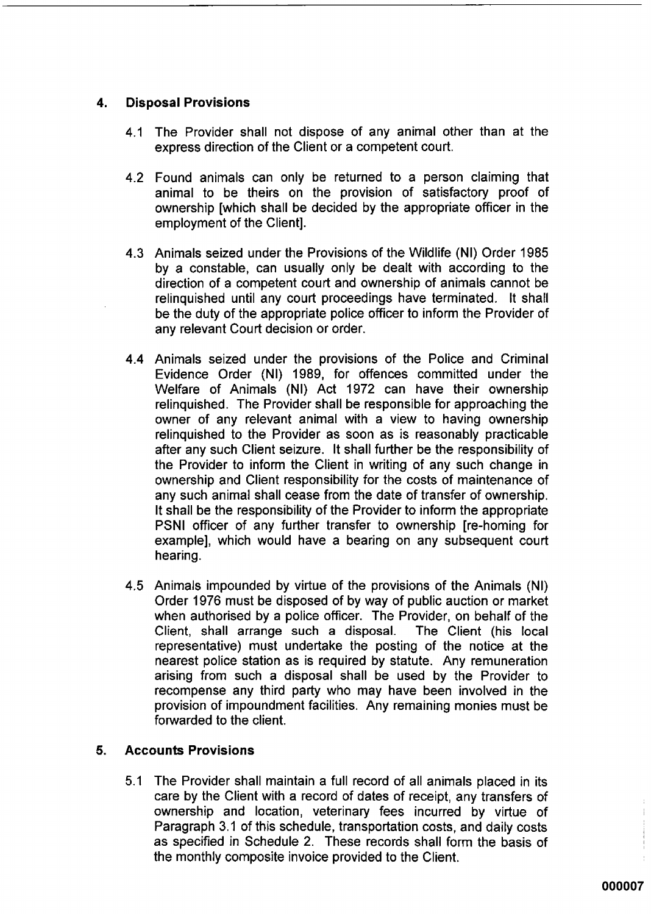## 4. Disposal Provisions

4.1 The Provider shall not dispose of any animal other than at the express direction of the Client or a competent court.

4.2 Found animals can only be returned to a person claiming that animal to be theirs on the provision of satisfactory proof of ownership [which shall be decided by the appropriate officer in the employment of the Client].

4.3 Animals seized under the Provisions of the Wildlife (NI) Order 1985 by a constable, can usually only be dealt with according to the direction of a competent court and ownership of animals cannot be relinquished until any court proceedings have terminated. It shall be the duty of the appropriate police officer to inform the Provider of any relevant Court decision or order.

4.4 Animals seized under the provisions of the Police and Criminal Evidence Order (NI) 1989, for offences committed under the Welfare of Animals (NI) Act 1972 can have their ownership relinquished. The Provider shall be responsible for approaching the owner of any relevant animal with a view to having ownership relinquished to the Provider as soon as is reasonably practicable after any such Client seizure. It shall further be the responsibility of the Provider to inform the Client in writing of any such change in ownership and Client responsibility for the costs of maintenance of any such animal shall cease from the date of transfer of ownership. It shall be the responsibility of the Provider to inform the appropriate PSNI officer of any further transfer to ownership [re-homing for example], which would have a bearing on any subsequent court hearing.

4.5 Animals impounded by virtue of the provisions of the Animals (NI) Order 1976 must be disposed of by way of public auction or market when authorised by a police officer. The Provider, on behalf of the Client, shall arrange such a disposal. The Client (his local representative) must undertake the posting of the notice at the nearest police station as is required by statute. Any remuneration arising from such a disposal shall be used by the Provider to recompense any third party who may have been involved in the provision of impoundment facilities. Any remaining monies must be forwarded to the client.

## 5. Accounts Provisions

5.1 The Provider shall maintain a full record of all animals placed in its care by the Client with a record of dates of receipt, any transfers of ownership and location, veterinary fees incurred by virtue of Paragraph 3.1 of this schedule, transportation costs, and daily costs as specified in Schedule 2. These records shall form the basis of the monthly composite invoice provided to the Client.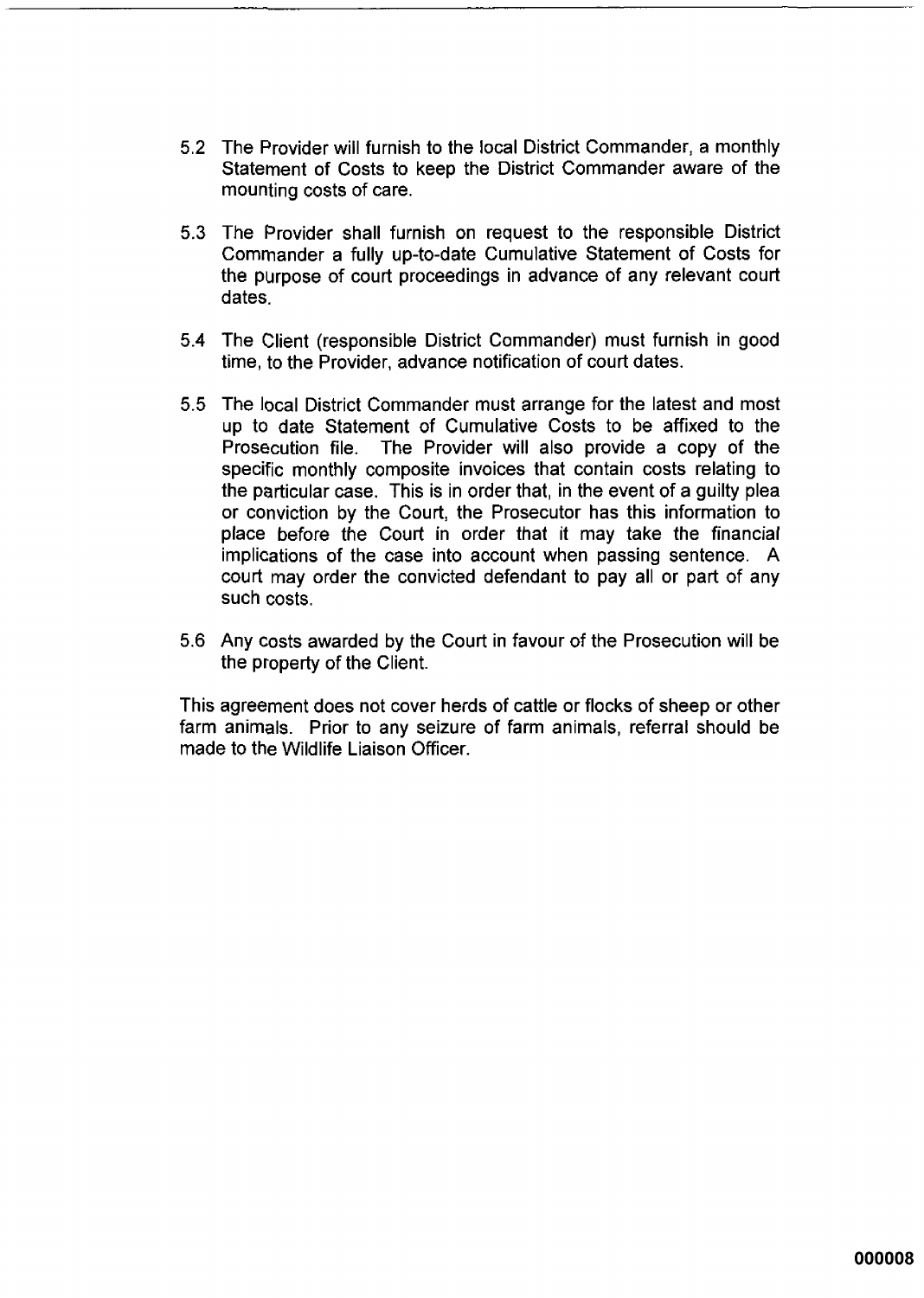5.2 The Provider will furnish to the local District Commander, a monthly Statement of Costs to keep the District Commander aware of the mounting costs of care.

5.3 The Provider shall furnish on request to the responsible District Commander a fully up-to-date Cumulative Statement of Costs for the purpose of court proceedings in advance of any relevant court dates.

5.4 The Client (responsible District Commander) must furnish in good time, to the Provider, advance notification of court dates.

5.5 The local District Commander must arrange for the latest and most up to date Statement of Cumulative Costs to be affixed to the Prosecution file. The Provider will also provide a copy of the specific monthly composite invoices that contain costs relating to the particular case. This is in order that, in the event of a guilty plea or conviction by the Court, the Prosecutor has this information to place before the Court in order that it may take the financial implications of the case into account when passing sentence. A court may order the convicted defendant to pay all or part of any such costs.

5.6 Any costs awarded by the Court in favour of the Prosecution will be the property of the Client.

This agreement does not cover herds of cattle or flocks of sheep or other farm animals. Prior to any seizure of farm animals, referral should be made to the Wildlife Liaison Officer.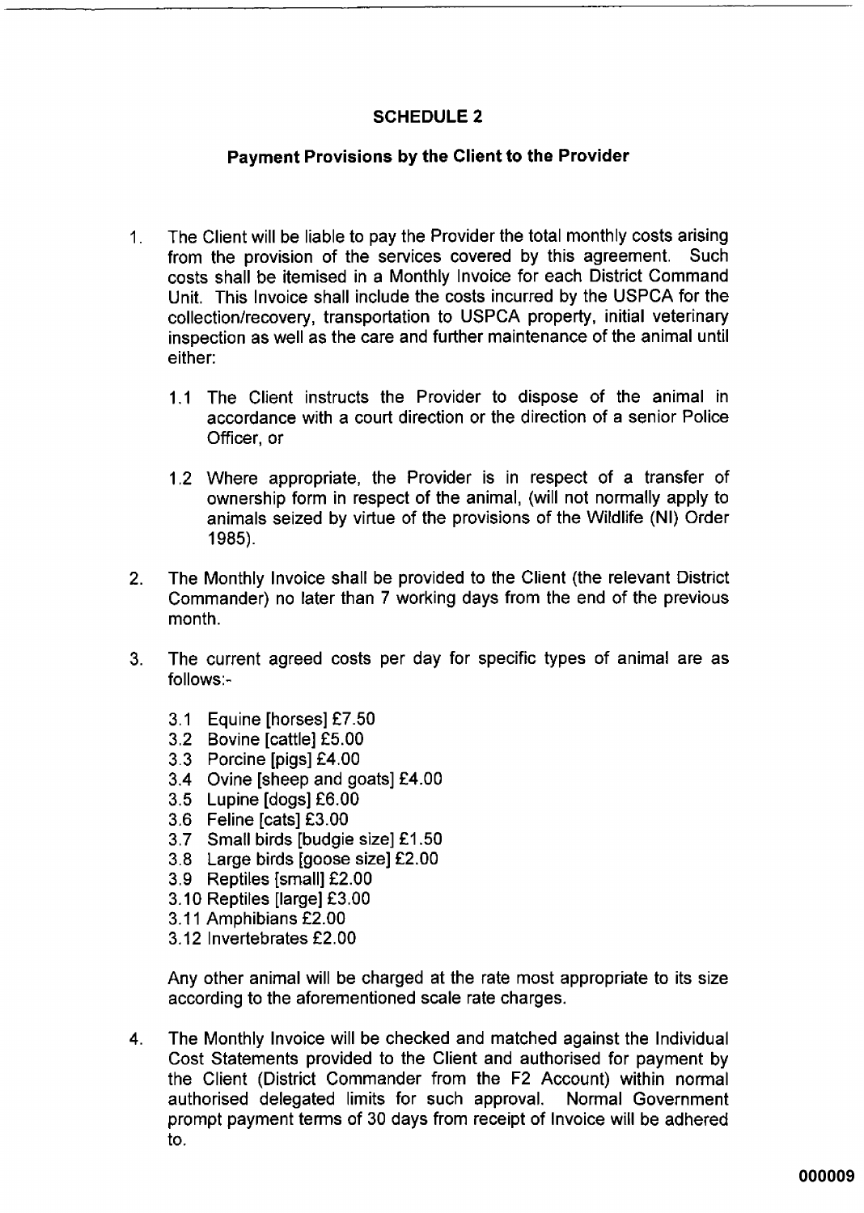## SCHEDULE 2

### Payment Provisions by the Client to the Provider

1. The Client will be liable to pay the Provider the total monthly costs arising from the provision of the services covered by this agreement. Such costs shall be itemised in a Monthly Invoice for each District Command Unit. This Invoice shall include the costs incurred by the USPCA for the collection/recovery, transportation to USPCA property, initial veterinary inspection as well as the care and further maintenance of the animal until either:

   1.1 The Client instructs the Provider to dispose of the animal in accordance with a court direction or the direction of a senior Police Officer, or

   1.2 Where appropriate, the Provider is in respect of a transfer of ownership form in respect of the animal, (will not normally apply to animals seized by virtue of the provisions of the Wildlife (NI) Order 1985).

2. The Monthly Invoice shall be provided to the Client (the relevant District Commander) no later than 7 working days from the end of the previous month.

3. The current agreed costs per day for specific types of animal are as follows:-

   3.1 Equine [horses] £7.50
   3.2 Bovine [cattle] £5.00
   3.3 Porcine [pigs] £4.00
   3.4 Ovine [sheep and goats] £4.00
   3.5 Lupine [dogs] £6.00
   3.6 Feline [cats] £3.00
   3.7 Small birds [budgie size] £1.50
   3.8 Large birds [goose size] £2.00
   3.9 Reptiles [small] £2.00
   3.10 Reptiles [large] £3.00
   3.11 Amphibians £2.00
   3.12 Invertebrates £2.00

   Any other animal will be charged at the rate most appropriate to its size according to the aforementioned scale rate charges.

4. The Monthly Invoice will be checked and matched against the Individual Cost Statements provided to the Client and authorised for payment by the Client (District Commander from the F2 Account) within normal authorised delegated limits for such approval. Normal Government prompt payment terms of 30 days from receipt of Invoice will be adhered to.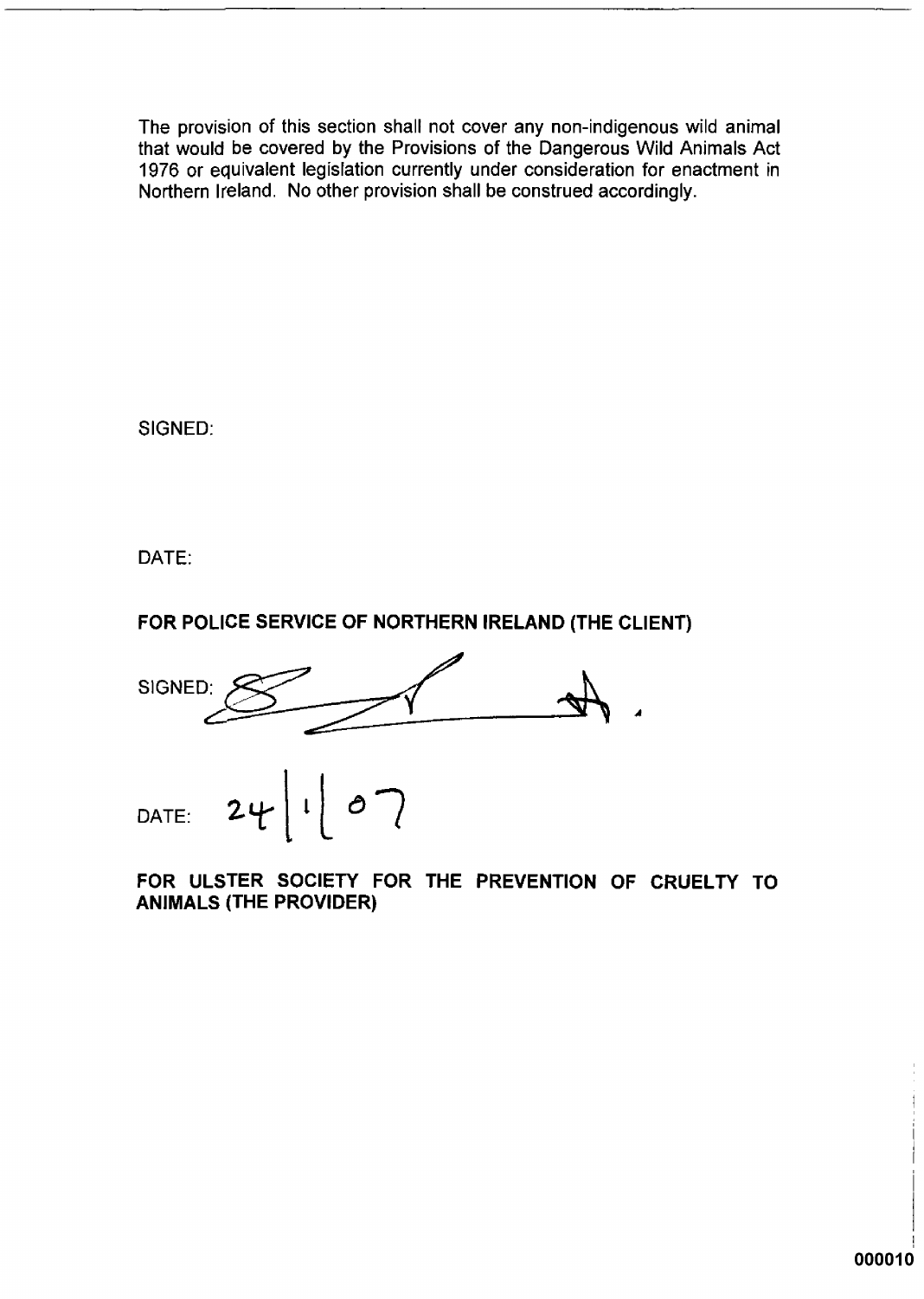The provision of this section shall not cover any non-indigenous wild animal that would be covered by the Provisions of the Dangerous Wild Animals Act 1976 or equivalent legislation currently under consideration for enactment in Northern Ireland. No other provision shall be construed accordingly.

SIGNED:

DATE:

**FOR POLICE SERVICE OF NORTHERN IRELAND (THE CLIENT)**

SIGNED: [signature]

DATE: 24/1/07

**FOR ULSTER SOCIETY FOR THE PREVENTION OF CRUELTY TO ANIMALS (THE PROVIDER)**

000010